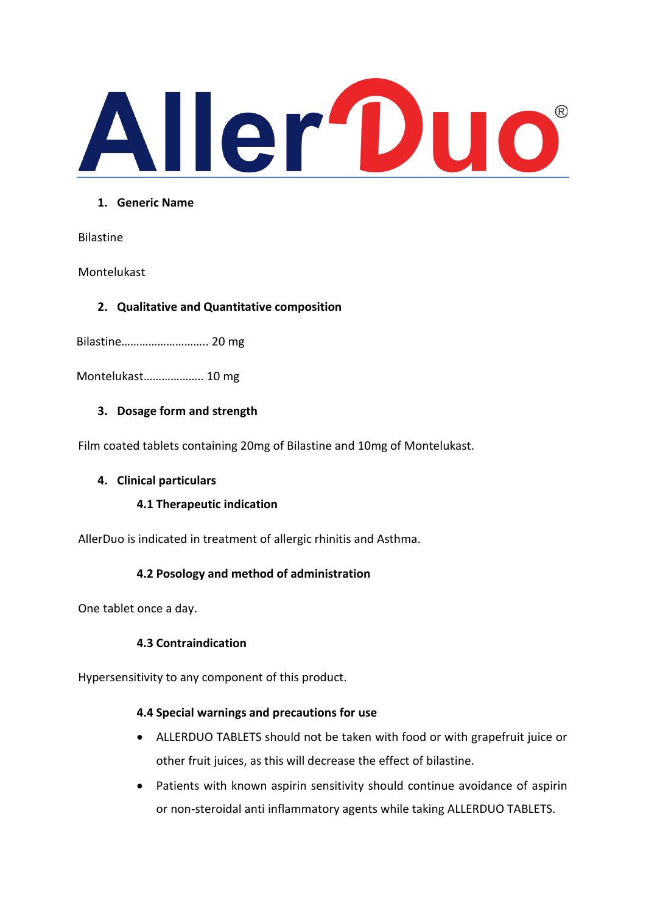# AllerDuo®

## 1. Generic Name

Bilastine

Montelukast

## 2. Qualitative and Quantitative composition

Bilastine……………………….. 20 mg

Montelukast………………. 10 mg

## 3. Dosage form and strength

Film coated tablets containing 20mg of Bilastine and 10mg of Montelukast.

## 4. Clinical particulars

### 4.1 Therapeutic indication

AllerDuo is indicated in treatment of allergic rhinitis and Asthma.

### 4.2 Posology and method of administration

One tablet once a day.

### 4.3 Contraindication

Hypersensitivity to any component of this product.

### 4.4 Special warnings and precautions for use

- ALLERDUO TABLETS should not be taken with food or with grapefruit juice or other fruit juices, as this will decrease the effect of bilastine.
- Patients with known aspirin sensitivity should continue avoidance of aspirin or non-steroidal anti inflammatory agents while taking ALLERDUO TABLETS.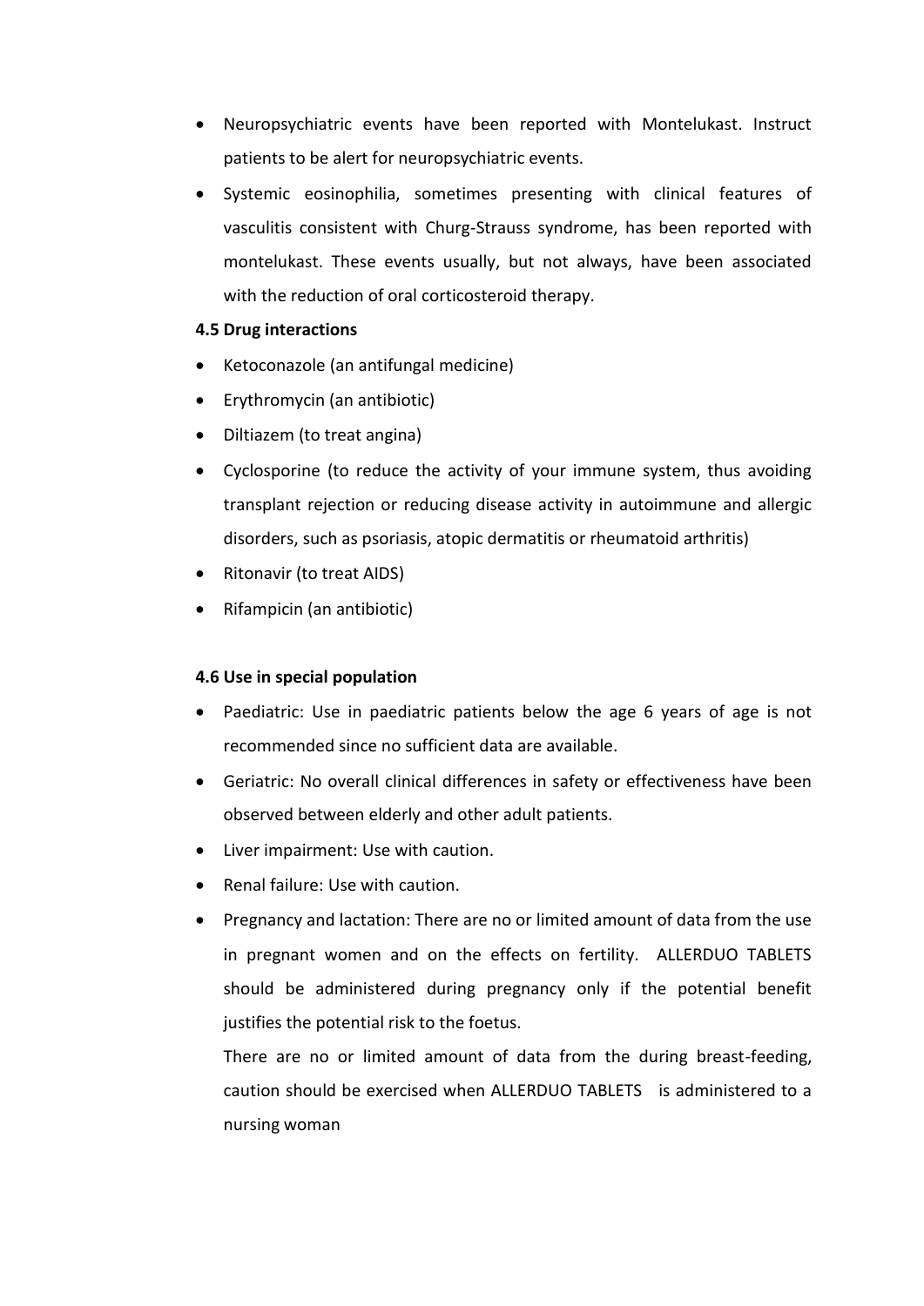- Neuropsychiatric events have been reported with Montelukast. Instruct patients to be alert for neuropsychiatric events.
- Systemic eosinophilia, sometimes presenting with clinical features of vasculitis consistent with Churg-Strauss syndrome, has been reported with montelukast. These events usually, but not always, have been associated with the reduction of oral corticosteroid therapy.

**4.5 Drug interactions**

- Ketoconazole (an antifungal medicine)
- Erythromycin (an antibiotic)
- Diltiazem (to treat angina)
- Cyclosporine (to reduce the activity of your immune system, thus avoiding transplant rejection or reducing disease activity in autoimmune and allergic disorders, such as psoriasis, atopic dermatitis or rheumatoid arthritis)
- Ritonavir (to treat AIDS)
- Rifampicin (an antibiotic)

**4.6 Use in special population**

- Paediatric: Use in paediatric patients below the age 6 years of age is not recommended since no sufficient data are available.
- Geriatric: No overall clinical differences in safety or effectiveness have been observed between elderly and other adult patients.
- Liver impairment: Use with caution.
- Renal failure: Use with caution.
- Pregnancy and lactation: There are no or limited amount of data from the use in pregnant women and on the effects on fertility. ALLERDUO TABLETS should be administered during pregnancy only if the potential benefit justifies the potential risk to the foetus.

  There are no or limited amount of data from the during breast-feeding, caution should be exercised when ALLERDUO TABLETS is administered to a nursing woman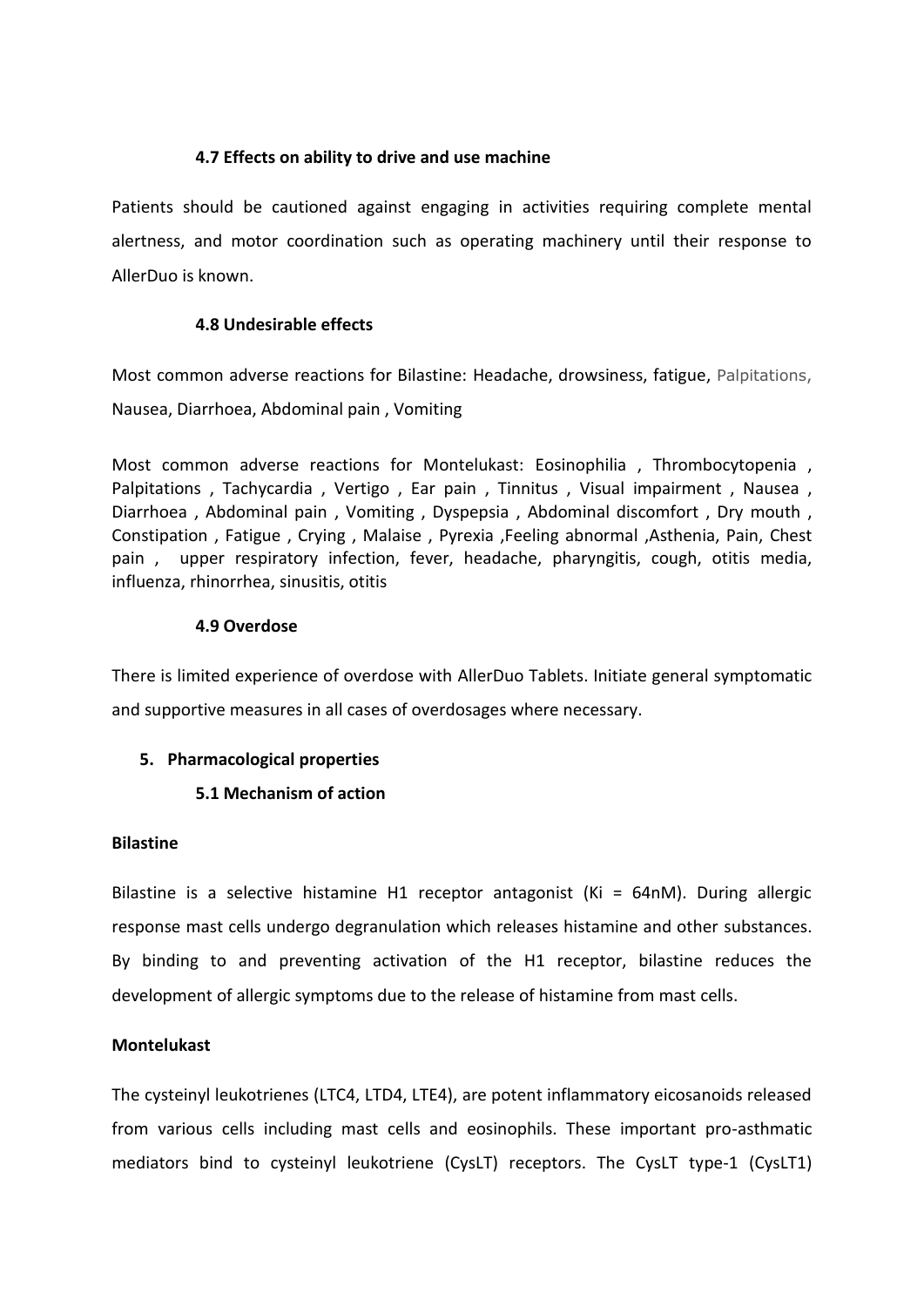#### 4.7 Effects on ability to drive and use machine

Patients should be cautioned against engaging in activities requiring complete mental alertness, and motor coordination such as operating machinery until their response to AllerDuo is known.

#### 4.8 Undesirable effects

Most common adverse reactions for Bilastine: Headache, drowsiness, fatigue, Palpitations, Nausea, Diarrhoea, Abdominal pain , Vomiting

Most common adverse reactions for Montelukast: Eosinophilia , Thrombocytopenia , Palpitations , Tachycardia , Vertigo , Ear pain , Tinnitus , Visual impairment , Nausea , Diarrhoea , Abdominal pain , Vomiting , Dyspepsia , Abdominal discomfort , Dry mouth , Constipation , Fatigue , Crying , Malaise , Pyrexia ,Feeling abnormal ,Asthenia, Pain, Chest pain , upper respiratory infection, fever, headache, pharyngitis, cough, otitis media, influenza, rhinorrhea, sinusitis, otitis

#### 4.9 Overdose

There is limited experience of overdose with AllerDuo Tablets. Initiate general symptomatic and supportive measures in all cases of overdosages where necessary.

### 5. Pharmacological properties

#### 5.1 Mechanism of action

**Bilastine**

Bilastine is a selective histamine H1 receptor antagonist (Ki = 64nM). During allergic response mast cells undergo degranulation which releases histamine and other substances. By binding to and preventing activation of the H1 receptor, bilastine reduces the development of allergic symptoms due to the release of histamine from mast cells.

**Montelukast**

The cysteinyl leukotrienes (LTC4, LTD4, LTE4), are potent inflammatory eicosanoids released from various cells including mast cells and eosinophils. These important pro-asthmatic mediators bind to cysteinyl leukotriene (CysLT) receptors. The CysLT type-1 (CysLT1)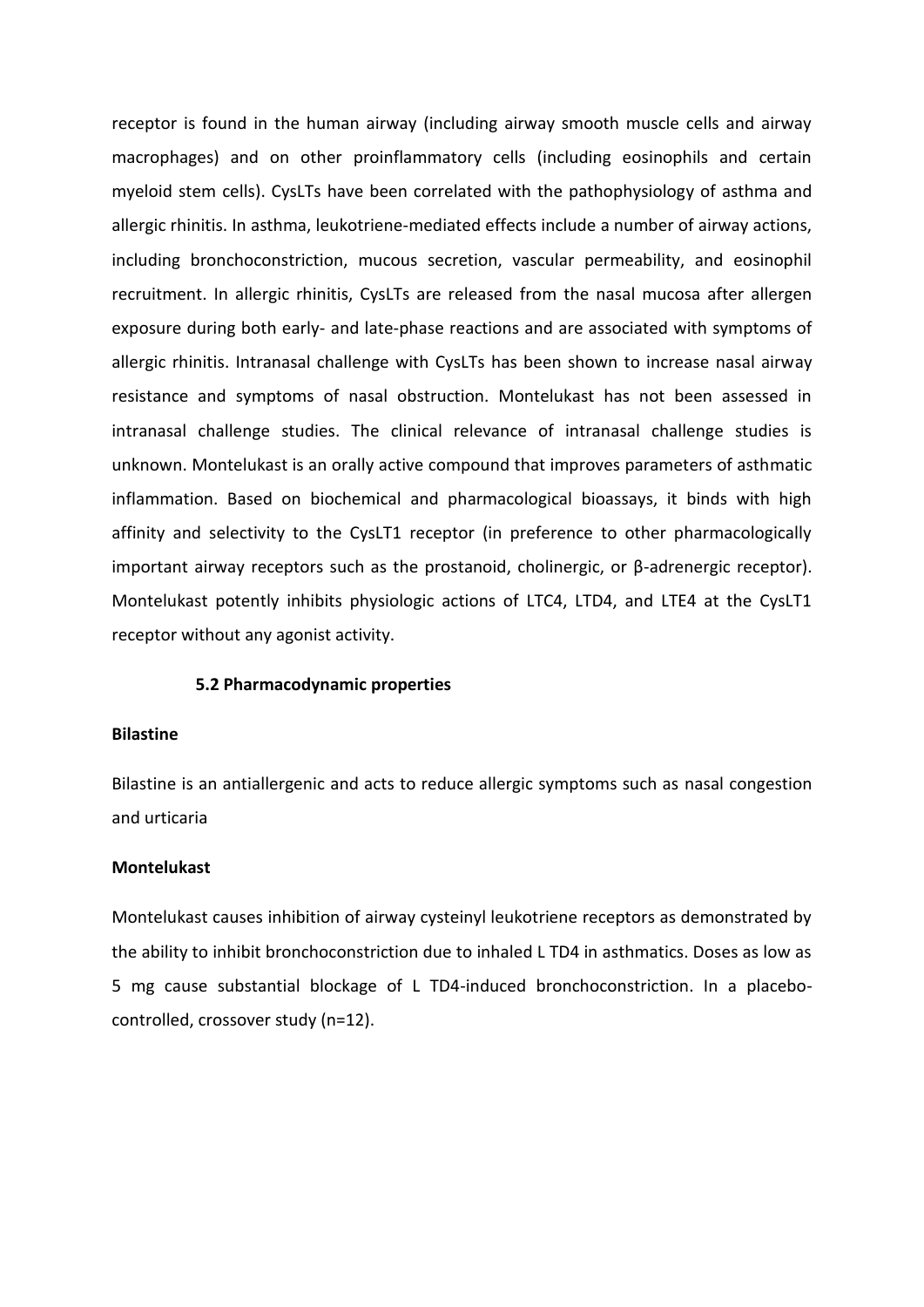receptor is found in the human airway (including airway smooth muscle cells and airway macrophages) and on other proinflammatory cells (including eosinophils and certain myeloid stem cells). CysLTs have been correlated with the pathophysiology of asthma and allergic rhinitis. In asthma, leukotriene-mediated effects include a number of airway actions, including bronchoconstriction, mucous secretion, vascular permeability, and eosinophil recruitment. In allergic rhinitis, CysLTs are released from the nasal mucosa after allergen exposure during both early- and late-phase reactions and are associated with symptoms of allergic rhinitis. Intranasal challenge with CysLTs has been shown to increase nasal airway resistance and symptoms of nasal obstruction. Montelukast has not been assessed in intranasal challenge studies. The clinical relevance of intranasal challenge studies is unknown. Montelukast is an orally active compound that improves parameters of asthmatic inflammation. Based on biochemical and pharmacological bioassays, it binds with high affinity and selectivity to the CysLT1 receptor (in preference to other pharmacologically important airway receptors such as the prostanoid, cholinergic, or β-adrenergic receptor). Montelukast potently inhibits physiologic actions of LTC4, LTD4, and LTE4 at the CysLT1 receptor without any agonist activity.

### 5.2 Pharmacodynamic properties

**Bilastine**

Bilastine is an antiallergenic and acts to reduce allergic symptoms such as nasal congestion and urticaria

**Montelukast**

Montelukast causes inhibition of airway cysteinyl leukotriene receptors as demonstrated by the ability to inhibit bronchoconstriction due to inhaled L TD4 in asthmatics. Doses as low as 5 mg cause substantial blockage of L TD4-induced bronchoconstriction. In a placebo-controlled, crossover study (n=12).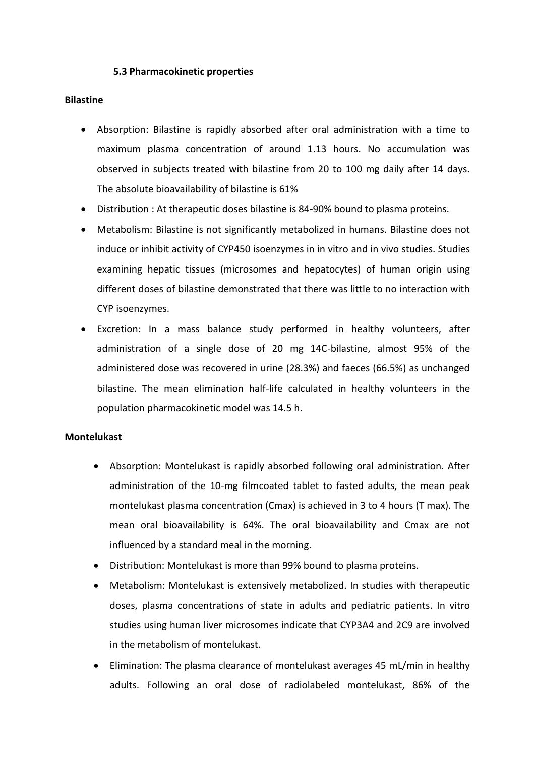### 5.3 Pharmacokinetic properties

**Bilastine**

- Absorption: Bilastine is rapidly absorbed after oral administration with a time to maximum plasma concentration of around 1.13 hours. No accumulation was observed in subjects treated with bilastine from 20 to 100 mg daily after 14 days. The absolute bioavailability of bilastine is 61%
- Distribution : At therapeutic doses bilastine is 84-90% bound to plasma proteins.
- Metabolism: Bilastine is not significantly metabolized in humans. Bilastine does not induce or inhibit activity of CYP450 isoenzymes in in vitro and in vivo studies. Studies examining hepatic tissues (microsomes and hepatocytes) of human origin using different doses of bilastine demonstrated that there was little to no interaction with CYP isoenzymes.
- Excretion: In a mass balance study performed in healthy volunteers, after administration of a single dose of 20 mg 14C-bilastine, almost 95% of the administered dose was recovered in urine (28.3%) and faeces (66.5%) as unchanged bilastine. The mean elimination half-life calculated in healthy volunteers in the population pharmacokinetic model was 14.5 h.

**Montelukast**

- Absorption: Montelukast is rapidly absorbed following oral administration. After administration of the 10-mg filmcoated tablet to fasted adults, the mean peak montelukast plasma concentration (Cmax) is achieved in 3 to 4 hours (T max). The mean oral bioavailability is 64%. The oral bioavailability and Cmax are not influenced by a standard meal in the morning.
- Distribution: Montelukast is more than 99% bound to plasma proteins.
- Metabolism: Montelukast is extensively metabolized. In studies with therapeutic doses, plasma concentrations of state in adults and pediatric patients. In vitro studies using human liver microsomes indicate that CYP3A4 and 2C9 are involved in the metabolism of montelukast.
- Elimination: The plasma clearance of montelukast averages 45 mL/min in healthy adults. Following an oral dose of radiolabeled montelukast, 86% of the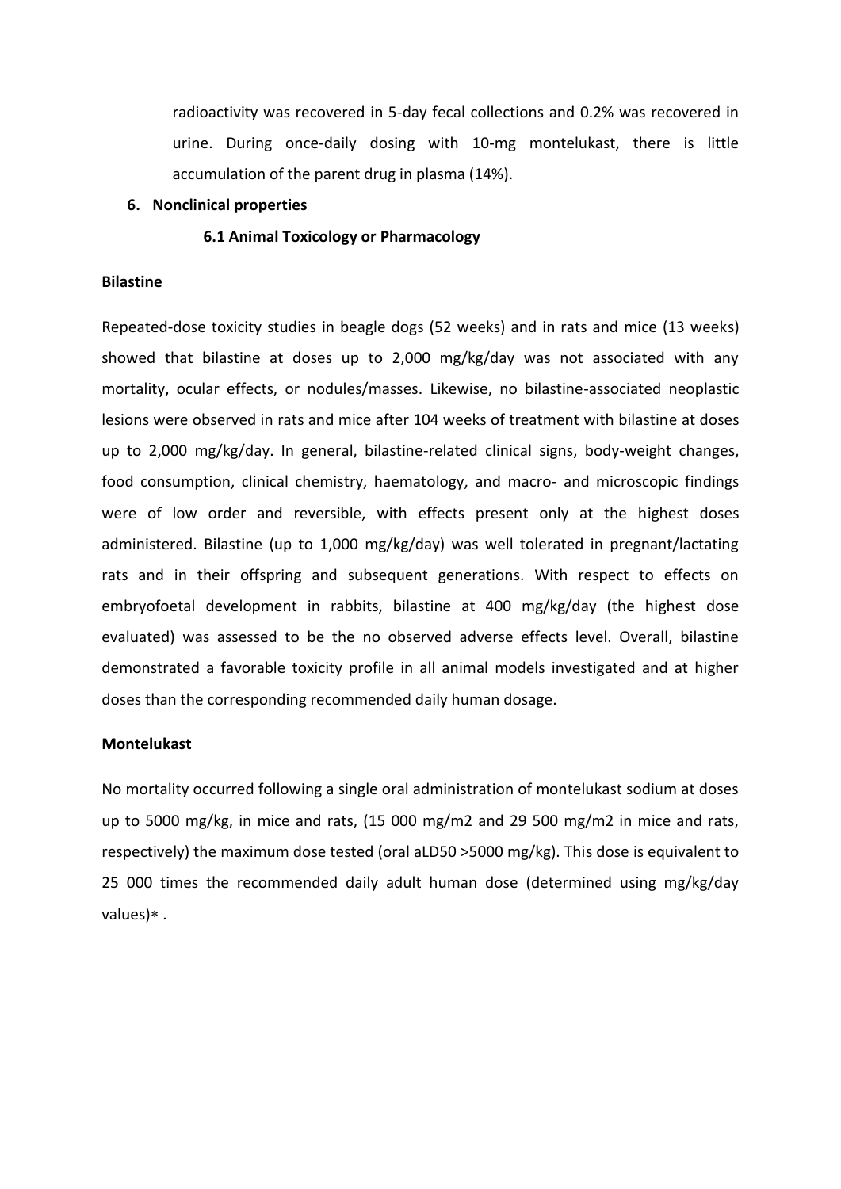radioactivity was recovered in 5-day fecal collections and 0.2% was recovered in urine. During once-daily dosing with 10-mg montelukast, there is little accumulation of the parent drug in plasma (14%).

## 6. Nonclinical properties

### 6.1 Animal Toxicology or Pharmacology

**Bilastine**

Repeated-dose toxicity studies in beagle dogs (52 weeks) and in rats and mice (13 weeks) showed that bilastine at doses up to 2,000 mg/kg/day was not associated with any mortality, ocular effects, or nodules/masses. Likewise, no bilastine-associated neoplastic lesions were observed in rats and mice after 104 weeks of treatment with bilastine at doses up to 2,000 mg/kg/day. In general, bilastine-related clinical signs, body-weight changes, food consumption, clinical chemistry, haematology, and macro- and microscopic findings were of low order and reversible, with effects present only at the highest doses administered. Bilastine (up to 1,000 mg/kg/day) was well tolerated in pregnant/lactating rats and in their offspring and subsequent generations. With respect to effects on embryofoetal development in rabbits, bilastine at 400 mg/kg/day (the highest dose evaluated) was assessed to be the no observed adverse effects level. Overall, bilastine demonstrated a favorable toxicity profile in all animal models investigated and at higher doses than the corresponding recommended daily human dosage.

**Montelukast**

No mortality occurred following a single oral administration of montelukast sodium at doses up to 5000 mg/kg, in mice and rats, (15 000 mg/m2 and 29 500 mg/m2 in mice and rats, respectively) the maximum dose tested (oral aLD50 >5000 mg/kg). This dose is equivalent to 25 000 times the recommended daily adult human dose (determined using mg/kg/day values)∗ .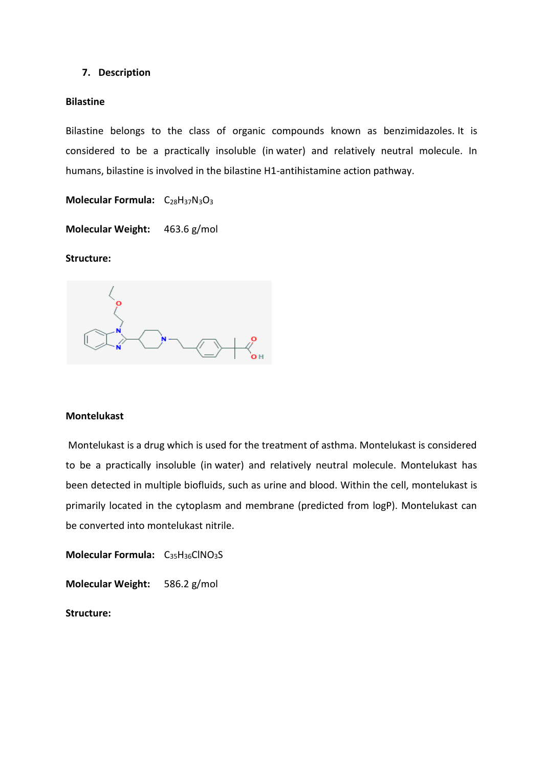## 7. Description

**Bilastine**

Bilastine belongs to the class of organic compounds known as benzimidazoles. It is considered to be a practically insoluble (in water) and relatively neutral molecule. In humans, bilastine is involved in the bilastine H1-antihistamine action pathway.

**Molecular Formula:** $C_{28}H_{37}N_3O_3$

**Molecular Weight:** 463.6 g/mol

**Structure:**

**Montelukast**

Montelukast is a drug which is used for the treatment of asthma. Montelukast is considered to be a practically insoluble (in water) and relatively neutral molecule. Montelukast has been detected in multiple biofluids, such as urine and blood. Within the cell, montelukast is primarily located in the cytoplasm and membrane (predicted from logP). Montelukast can be converted into montelukast nitrile.

**Molecular Formula:** $C_{35}H_{36}ClNO_3S$

**Molecular Weight:** 586.2 g/mol

**Structure:**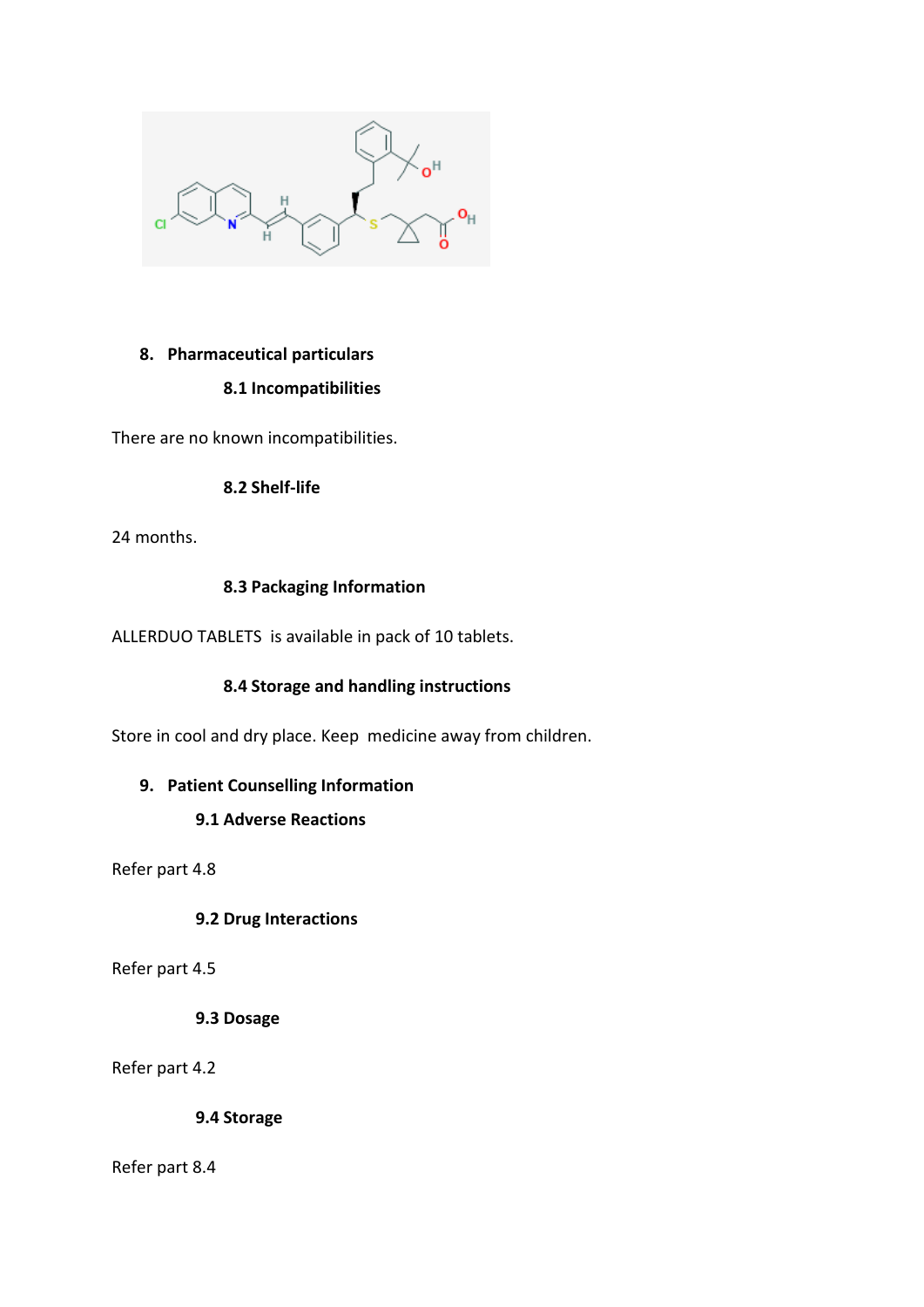## 8. Pharmaceutical particulars

### 8.1 Incompatibilities

There are no known incompatibilities.

### 8.2 Shelf-life

24 months.

### 8.3 Packaging Information

ALLERDUO TABLETS is available in pack of 10 tablets.

### 8.4 Storage and handling instructions

Store in cool and dry place. Keep medicine away from children.

## 9. Patient Counselling Information

### 9.1 Adverse Reactions

Refer part 4.8

### 9.2 Drug Interactions

Refer part 4.5

### 9.3 Dosage

Refer part 4.2

### 9.4 Storage

Refer part 8.4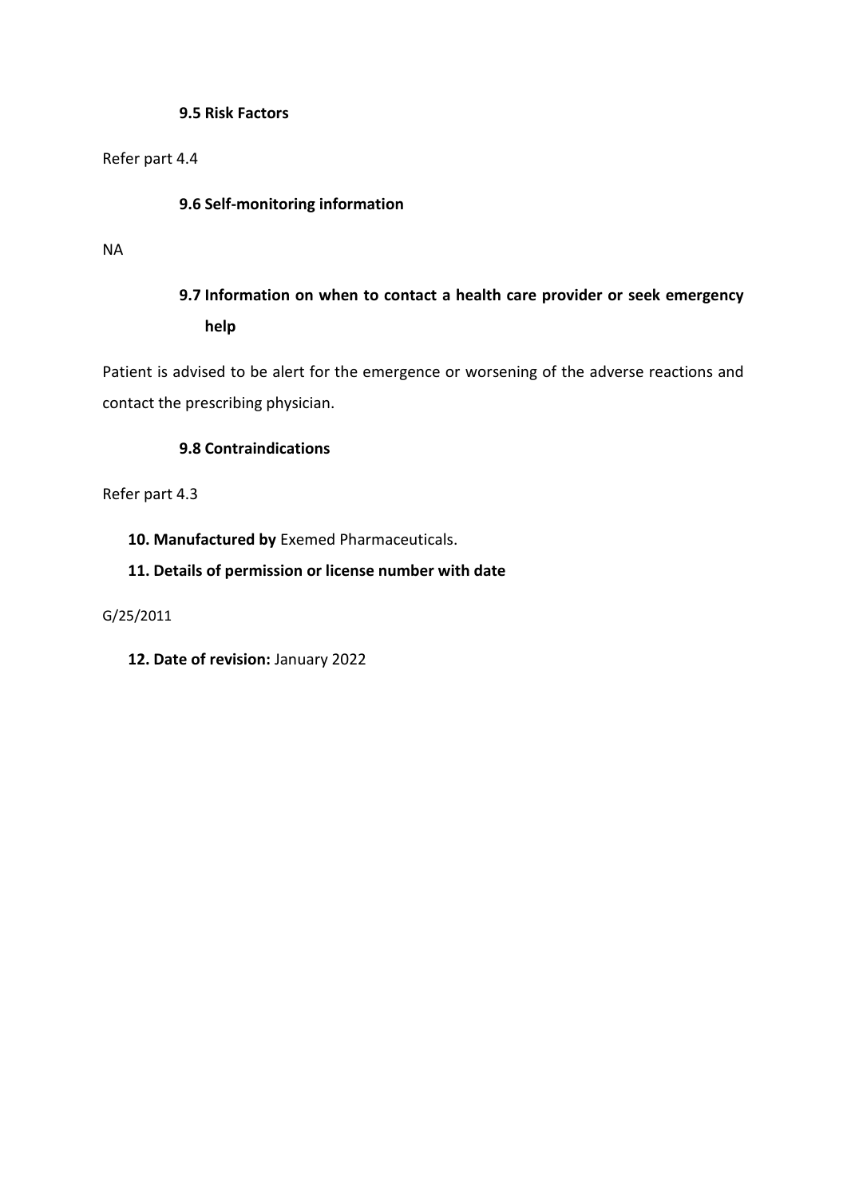### 9.5 Risk Factors

Refer part 4.4

### 9.6 Self-monitoring information

NA

### 9.7 Information on when to contact a health care provider or seek emergency help

Patient is advised to be alert for the emergence or worsening of the adverse reactions and contact the prescribing physician.

### 9.8 Contraindications

Refer part 4.3

**10. Manufactured by** Exemed Pharmaceuticals.

**11. Details of permission or license number with date**

G/25/2011

**12. Date of revision:** January 2022